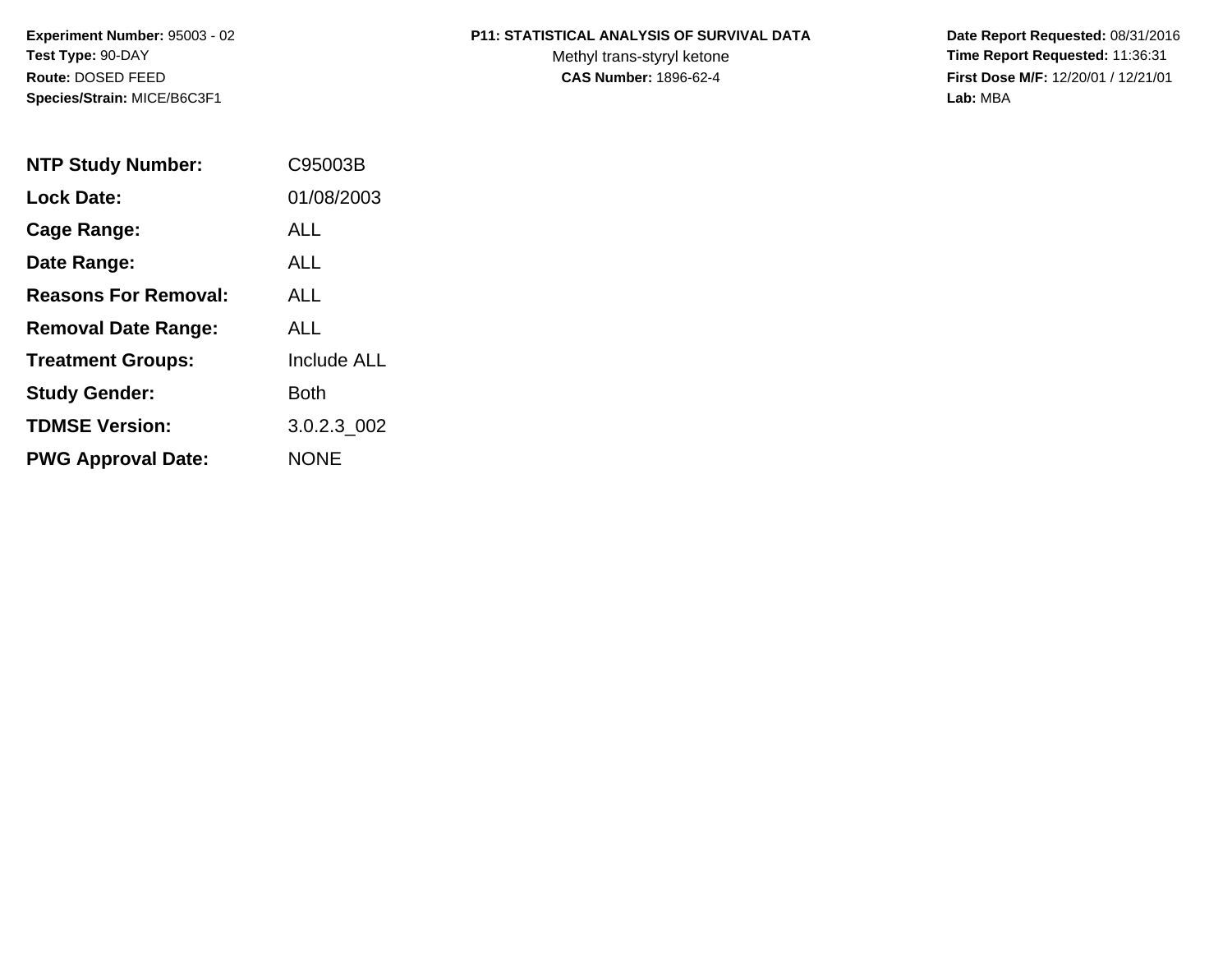**Experiment Number:** 95003 - 02
**Test Type:** 90-DAY
**Route:** DOSED FEED
**Species/Strain:** MICE/B6C3F1

**P11: STATISTICAL ANALYSIS OF SURVIVAL DATA**
Methyl trans-styryl ketone
**CAS Number:** 1896-62-4

**Date Report Requested:** 08/31/2016
**Time Report Requested:** 11:36:31
**First Dose M/F:** 12/20/01 / 12/21/01
**Lab:** MBA

| | |
|---|---|
| **NTP Study Number:** | C95003B |
| **Lock Date:** | 01/08/2003 |
| **Cage Range:** | ALL |
| **Date Range:** | ALL |
| **Reasons For Removal:** | ALL |
| **Removal Date Range:** | ALL |
| **Treatment Groups:** | Include ALL |
| **Study Gender:** | Both |
| **TDMSE Version:** | 3.0.2.3_002 |
| **PWG Approval Date:** | NONE |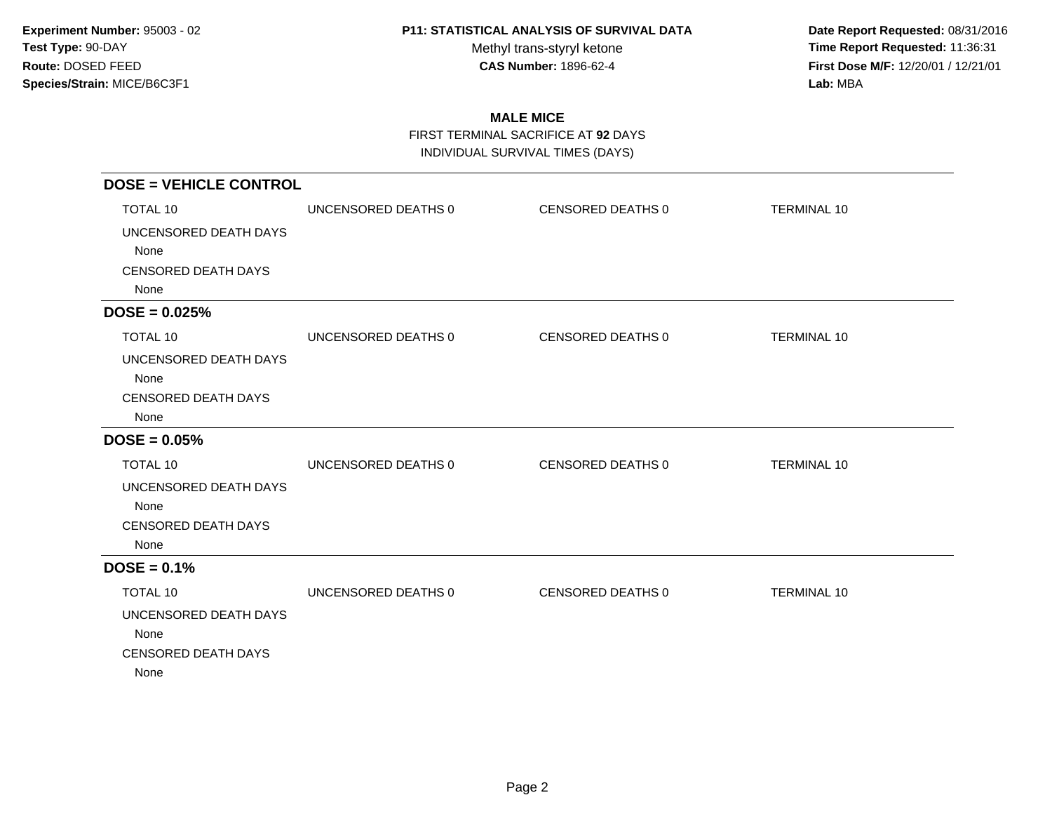**Experiment Number:** 95003 - 02
**Test Type:** 90-DAY
**Route:** DOSED FEED
**Species/Strain:** MICE/B6C3F1

**P11: STATISTICAL ANALYSIS OF SURVIVAL DATA**
Methyl trans-styryl ketone
**CAS Number:** 1896-62-4

**Date Report Requested:** 08/31/2016
**Time Report Requested:** 11:36:31
**First Dose M/F:** 12/20/01 / 12/21/01
**Lab:** MBA

## MALE MICE

FIRST TERMINAL SACRIFICE AT **92** DAYS
INDIVIDUAL SURVIVAL TIMES (DAYS)

### DOSE = VEHICLE CONTROL

| TOTAL 10 | UNCENSORED DEATHS 0 | CENSORED DEATHS 0 | TERMINAL 10 |
|---|---|---|---|

UNCENSORED DEATH DAYS
None

CENSORED DEATH DAYS
None

### DOSE = 0.025%

| TOTAL 10 | UNCENSORED DEATHS 0 | CENSORED DEATHS 0 | TERMINAL 10 |
|---|---|---|---|

UNCENSORED DEATH DAYS
None

CENSORED DEATH DAYS
None

### DOSE = 0.05%

| TOTAL 10 | UNCENSORED DEATHS 0 | CENSORED DEATHS 0 | TERMINAL 10 |
|---|---|---|---|

UNCENSORED DEATH DAYS
None

CENSORED DEATH DAYS
None

### DOSE = 0.1%

| TOTAL 10 | UNCENSORED DEATHS 0 | CENSORED DEATHS 0 | TERMINAL 10 |
|---|---|---|---|

UNCENSORED DEATH DAYS
None

CENSORED DEATH DAYS
None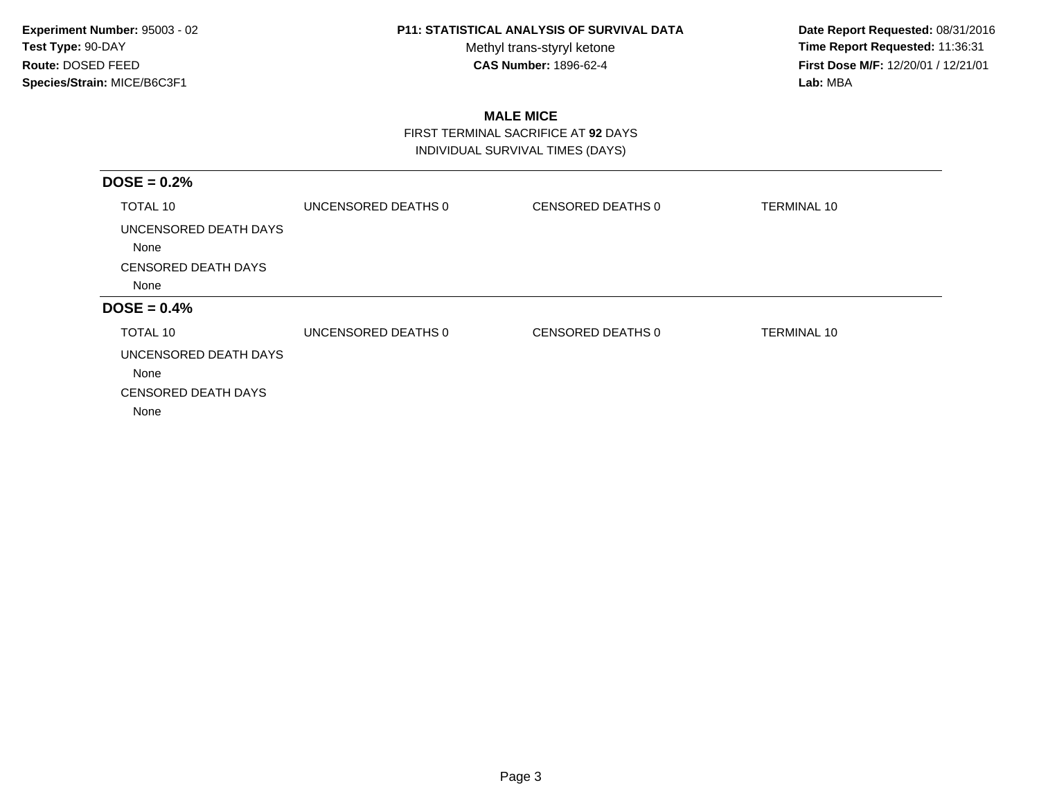**MALE MICE**

FIRST TERMINAL SACRIFICE AT **92** DAYS

INDIVIDUAL SURVIVAL TIMES (DAYS)

## DOSE = 0.2%

| TOTAL 10 | UNCENSORED DEATHS 0 | CENSORED DEATHS 0 | TERMINAL 10 |
|---|---|---|---|

UNCENSORED DEATH DAYS

None

CENSORED DEATH DAYS

None

## DOSE = 0.4%

| TOTAL 10 | UNCENSORED DEATHS 0 | CENSORED DEATHS 0 | TERMINAL 10 |
|---|---|---|---|

UNCENSORED DEATH DAYS

None

CENSORED DEATH DAYS

None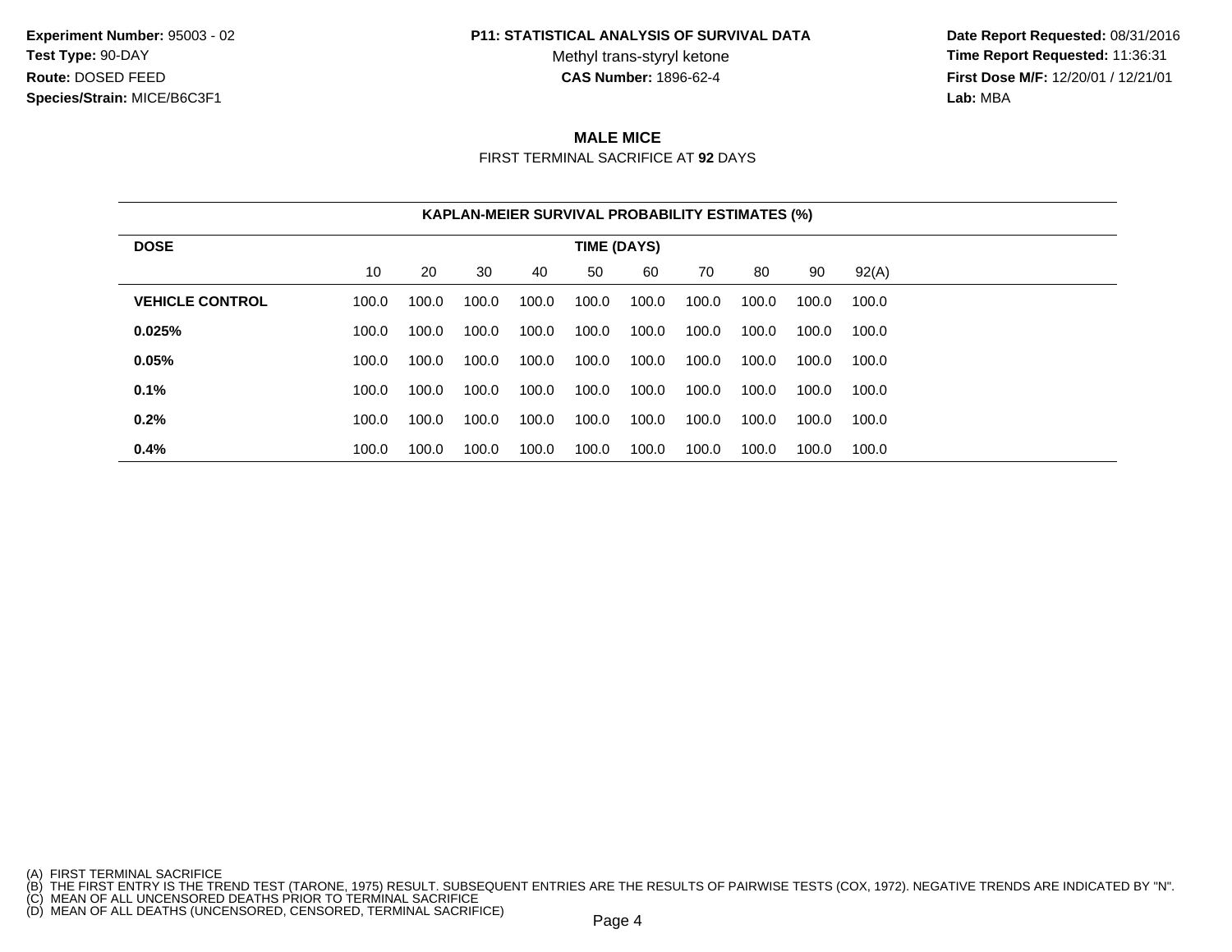**Experiment Number:** 95003 - 02
**Test Type:** 90-DAY
**Route:** DOSED FEED
**Species/Strain:** MICE/B6C3F1

**P11: STATISTICAL ANALYSIS OF SURVIVAL DATA**
Methyl trans-styryl ketone
**CAS Number:** 1896-62-4

**Date Report Requested:** 08/31/2016
**Time Report Requested:** 11:36:31
**First Dose M/F:** 12/20/01 / 12/21/01
**Lab:** MBA

## MALE MICE

FIRST TERMINAL SACRIFICE AT **92** DAYS

**KAPLAN-MEIER SURVIVAL PROBABILITY ESTIMATES (%)**

| DOSE | TIME (DAYS) | | | | | | | | | |
|---|---|---|---|---|---|---|---|---|---|---|
| | 10 | 20 | 30 | 40 | 50 | 60 | 70 | 80 | 90 | 92(A) |
| **VEHICLE CONTROL** | 100.0 | 100.0 | 100.0 | 100.0 | 100.0 | 100.0 | 100.0 | 100.0 | 100.0 | 100.0 |
| **0.025%** | 100.0 | 100.0 | 100.0 | 100.0 | 100.0 | 100.0 | 100.0 | 100.0 | 100.0 | 100.0 |
| **0.05%** | 100.0 | 100.0 | 100.0 | 100.0 | 100.0 | 100.0 | 100.0 | 100.0 | 100.0 | 100.0 |
| **0.1%** | 100.0 | 100.0 | 100.0 | 100.0 | 100.0 | 100.0 | 100.0 | 100.0 | 100.0 | 100.0 |
| **0.2%** | 100.0 | 100.0 | 100.0 | 100.0 | 100.0 | 100.0 | 100.0 | 100.0 | 100.0 | 100.0 |
| **0.4%** | 100.0 | 100.0 | 100.0 | 100.0 | 100.0 | 100.0 | 100.0 | 100.0 | 100.0 | 100.0 |

(A) FIRST TERMINAL SACRIFICE
(B) THE FIRST ENTRY IS THE TREND TEST (TARONE, 1975) RESULT. SUBSEQUENT ENTRIES ARE THE RESULTS OF PAIRWISE TESTS (COX, 1972). NEGATIVE TRENDS ARE INDICATED BY "N".
(C) MEAN OF ALL UNCENSORED DEATHS PRIOR TO TERMINAL SACRIFICE
(D) MEAN OF ALL DEATHS (UNCENSORED, CENSORED, TERMINAL SACRIFICE)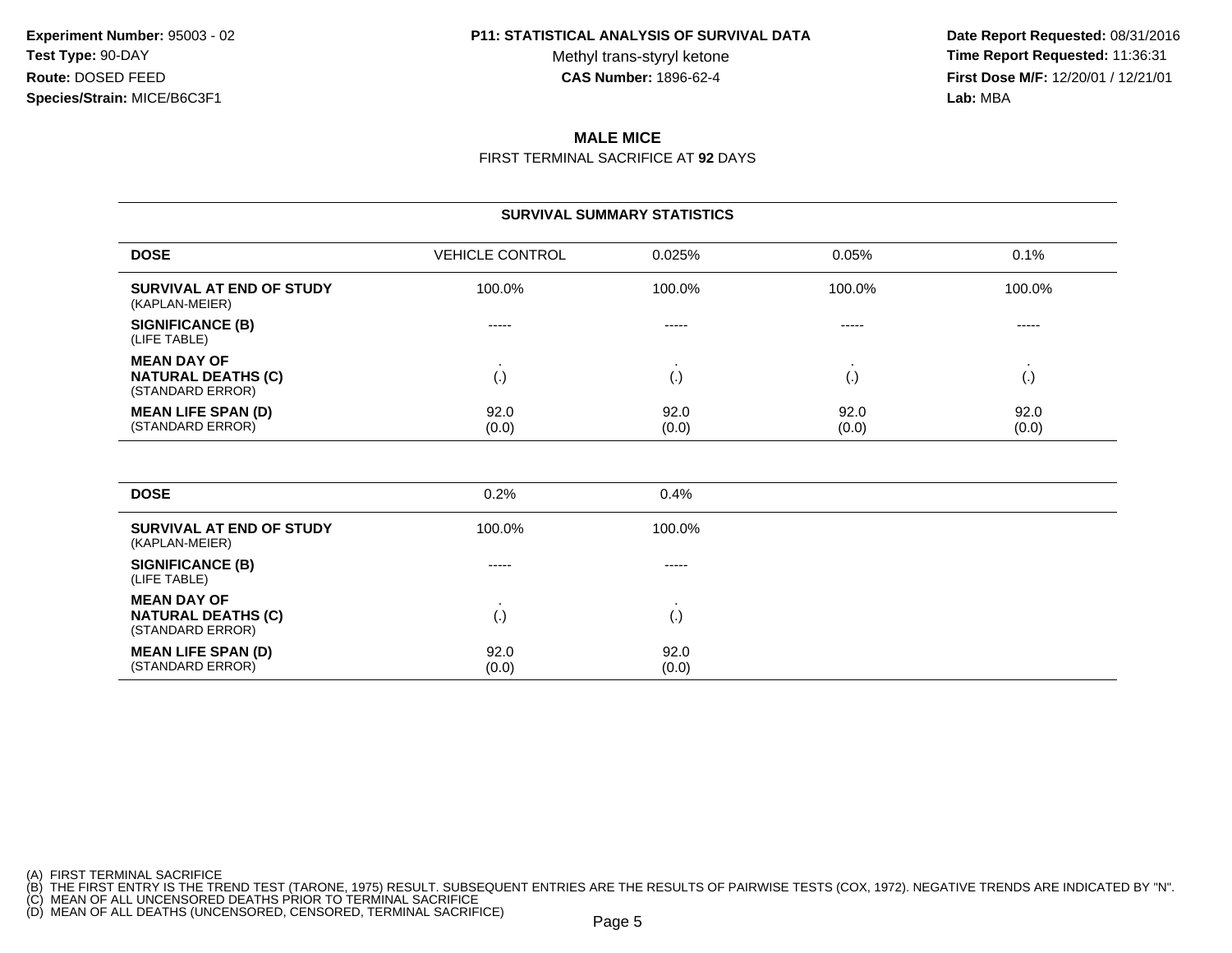Experiment Number: 95003 - 02
Test Type: 90-DAY
Route: DOSED FEED
Species/Strain: MICE/B6C3F1

**P11: STATISTICAL ANALYSIS OF SURVIVAL DATA**
Methyl trans-styryl ketone
**CAS Number:** 1896-62-4

**Date Report Requested:** 08/31/2016
**Time Report Requested:** 11:36:31
**First Dose M/F:** 12/20/01 / 12/21/01
**Lab:** MBA

## MALE MICE

FIRST TERMINAL SACRIFICE AT **92** DAYS

### SURVIVAL SUMMARY STATISTICS

| DOSE | VEHICLE CONTROL | 0.025% | 0.05% | 0.1% |
|---|---|---|---|---|
| **SURVIVAL AT END OF STUDY** (KAPLAN-MEIER) | 100.0% | 100.0% | 100.0% | 100.0% |
| **SIGNIFICANCE (B)** (LIFE TABLE) | ----- | ----- | ----- | ----- |
| **MEAN DAY OF NATURAL DEATHS (C)** (STANDARD ERROR) | . (.) | . (.) | . (.) | . (.) |
| **MEAN LIFE SPAN (D)** (STANDARD ERROR) | 92.0 (0.0) | 92.0 (0.0) | 92.0 (0.0) | 92.0 (0.0) |

| DOSE | 0.2% | 0.4% |
|---|---|---|
| **SURVIVAL AT END OF STUDY** (KAPLAN-MEIER) | 100.0% | 100.0% |
| **SIGNIFICANCE (B)** (LIFE TABLE) | ----- | ----- |
| **MEAN DAY OF NATURAL DEATHS (C)** (STANDARD ERROR) | . (.) | . (.) |
| **MEAN LIFE SPAN (D)** (STANDARD ERROR) | 92.0 (0.0) | 92.0 (0.0) |

(A) FIRST TERMINAL SACRIFICE
(B) THE FIRST ENTRY IS THE TREND TEST (TARONE, 1975) RESULT. SUBSEQUENT ENTRIES ARE THE RESULTS OF PAIRWISE TESTS (COX, 1972). NEGATIVE TRENDS ARE INDICATED BY "N".
(C) MEAN OF ALL UNCENSORED DEATHS PRIOR TO TERMINAL SACRIFICE
(D) MEAN OF ALL DEATHS (UNCENSORED, CENSORED, TERMINAL SACRIFICE)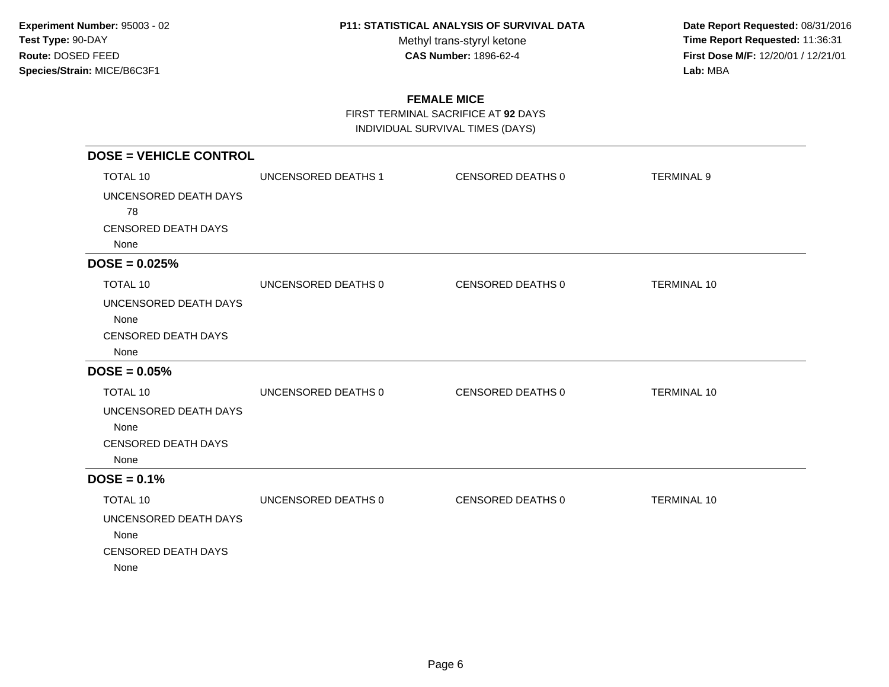**Experiment Number:** 95003 - 02
**Test Type:** 90-DAY
**Route:** DOSED FEED
**Species/Strain:** MICE/B6C3F1

**P11: STATISTICAL ANALYSIS OF SURVIVAL DATA**
Methyl trans-styryl ketone
**CAS Number:** 1896-62-4

**Date Report Requested:** 08/31/2016
**Time Report Requested:** 11:36:31
**First Dose M/F:** 12/20/01 / 12/21/01
**Lab:** MBA

## FEMALE MICE

FIRST TERMINAL SACRIFICE AT **92** DAYS
INDIVIDUAL SURVIVAL TIMES (DAYS)

### DOSE = VEHICLE CONTROL

| TOTAL 10 | UNCENSORED DEATHS 1 | CENSORED DEATHS 0 | TERMINAL 9 |
|---|---|---|---|

UNCENSORED DEATH DAYS
78

CENSORED DEATH DAYS
None

### DOSE = 0.025%

| TOTAL 10 | UNCENSORED DEATHS 0 | CENSORED DEATHS 0 | TERMINAL 10 |
|---|---|---|---|

UNCENSORED DEATH DAYS
None

CENSORED DEATH DAYS
None

### DOSE = 0.05%

| TOTAL 10 | UNCENSORED DEATHS 0 | CENSORED DEATHS 0 | TERMINAL 10 |
|---|---|---|---|

UNCENSORED DEATH DAYS
None

CENSORED DEATH DAYS
None

### DOSE = 0.1%

| TOTAL 10 | UNCENSORED DEATHS 0 | CENSORED DEATHS 0 | TERMINAL 10 |
|---|---|---|---|

UNCENSORED DEATH DAYS
None

CENSORED DEATH DAYS
None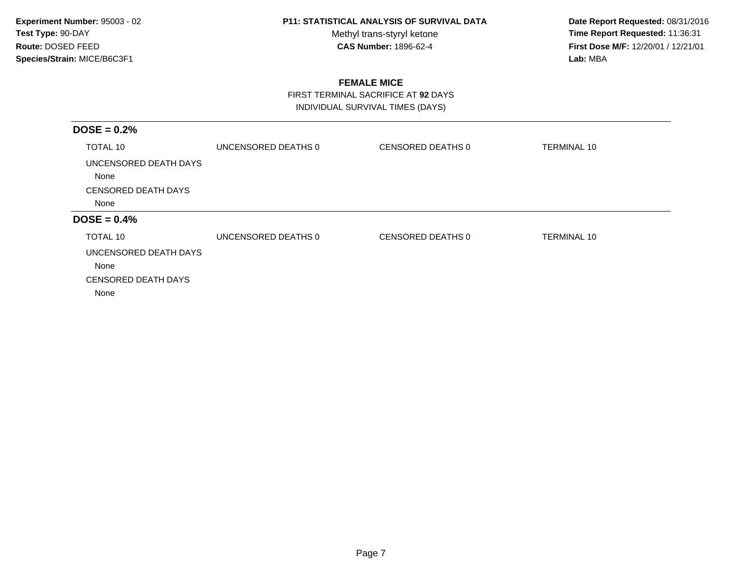**Experiment Number:** 95003 - 02
**Test Type:** 90-DAY
**Route:** DOSED FEED
**Species/Strain:** MICE/B6C3F1

**P11: STATISTICAL ANALYSIS OF SURVIVAL DATA**
Methyl trans-styryl ketone
**CAS Number:** 1896-62-4

**Date Report Requested:** 08/31/2016
**Time Report Requested:** 11:36:31
**First Dose M/F:** 12/20/01 / 12/21/01
**Lab:** MBA

## FEMALE MICE

FIRST TERMINAL SACRIFICE AT **92** DAYS
INDIVIDUAL SURVIVAL TIMES (DAYS)

### DOSE = 0.2%

| TOTAL 10 | UNCENSORED DEATHS 0 | CENSORED DEATHS 0 | TERMINAL 10 |
|---|---|---|---|

UNCENSORED DEATH DAYS
None

CENSORED DEATH DAYS
None

### DOSE = 0.4%

| TOTAL 10 | UNCENSORED DEATHS 0 | CENSORED DEATHS 0 | TERMINAL 10 |
|---|---|---|---|

UNCENSORED DEATH DAYS
None

CENSORED DEATH DAYS
None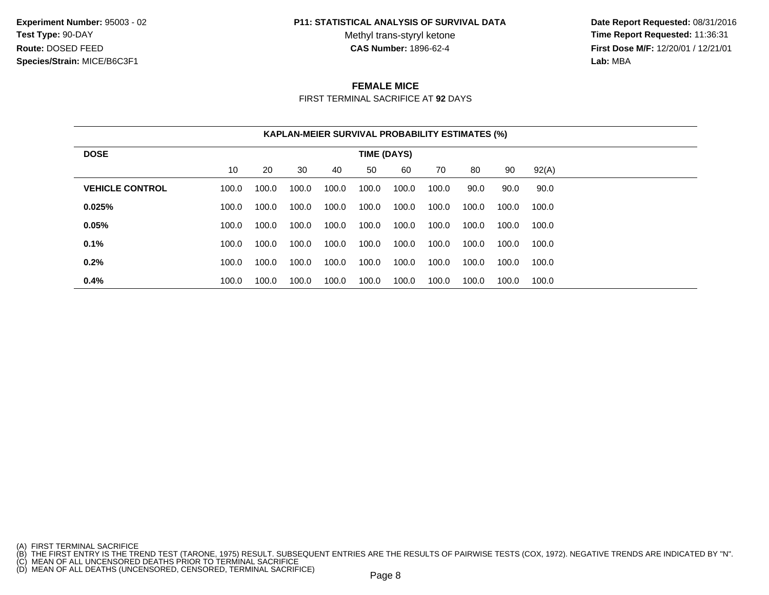**Experiment Number:** 95003 - 02
**Test Type:** 90-DAY
**Route:** DOSED FEED
**Species/Strain:** MICE/B6C3F1

**P11: STATISTICAL ANALYSIS OF SURVIVAL DATA**
Methyl trans-styryl ketone
**CAS Number:** 1896-62-4

**Date Report Requested:** 08/31/2016
**Time Report Requested:** 11:36:31
**First Dose M/F:** 12/20/01 / 12/21/01
**Lab:** MBA

## FEMALE MICE

FIRST TERMINAL SACRIFICE AT **92** DAYS

**KAPLAN-MEIER SURVIVAL PROBABILITY ESTIMATES (%)**

| DOSE | TIME (DAYS) | | | | | | | | | |
|---|---|---|---|---|---|---|---|---|---|---|
| | 10 | 20 | 30 | 40 | 50 | 60 | 70 | 80 | 90 | 92(A) |
| **VEHICLE CONTROL** | 100.0 | 100.0 | 100.0 | 100.0 | 100.0 | 100.0 | 100.0 | 90.0 | 90.0 | 90.0 |
| **0.025%** | 100.0 | 100.0 | 100.0 | 100.0 | 100.0 | 100.0 | 100.0 | 100.0 | 100.0 | 100.0 |
| **0.05%** | 100.0 | 100.0 | 100.0 | 100.0 | 100.0 | 100.0 | 100.0 | 100.0 | 100.0 | 100.0 |
| **0.1%** | 100.0 | 100.0 | 100.0 | 100.0 | 100.0 | 100.0 | 100.0 | 100.0 | 100.0 | 100.0 |
| **0.2%** | 100.0 | 100.0 | 100.0 | 100.0 | 100.0 | 100.0 | 100.0 | 100.0 | 100.0 | 100.0 |
| **0.4%** | 100.0 | 100.0 | 100.0 | 100.0 | 100.0 | 100.0 | 100.0 | 100.0 | 100.0 | 100.0 |

(A) FIRST TERMINAL SACRIFICE
(B) THE FIRST ENTRY IS THE TREND TEST (TARONE, 1975) RESULT. SUBSEQUENT ENTRIES ARE THE RESULTS OF PAIRWISE TESTS (COX, 1972). NEGATIVE TRENDS ARE INDICATED BY "N".
(C) MEAN OF ALL UNCENSORED DEATHS PRIOR TO TERMINAL SACRIFICE
(D) MEAN OF ALL DEATHS (UNCENSORED, CENSORED, TERMINAL SACRIFICE)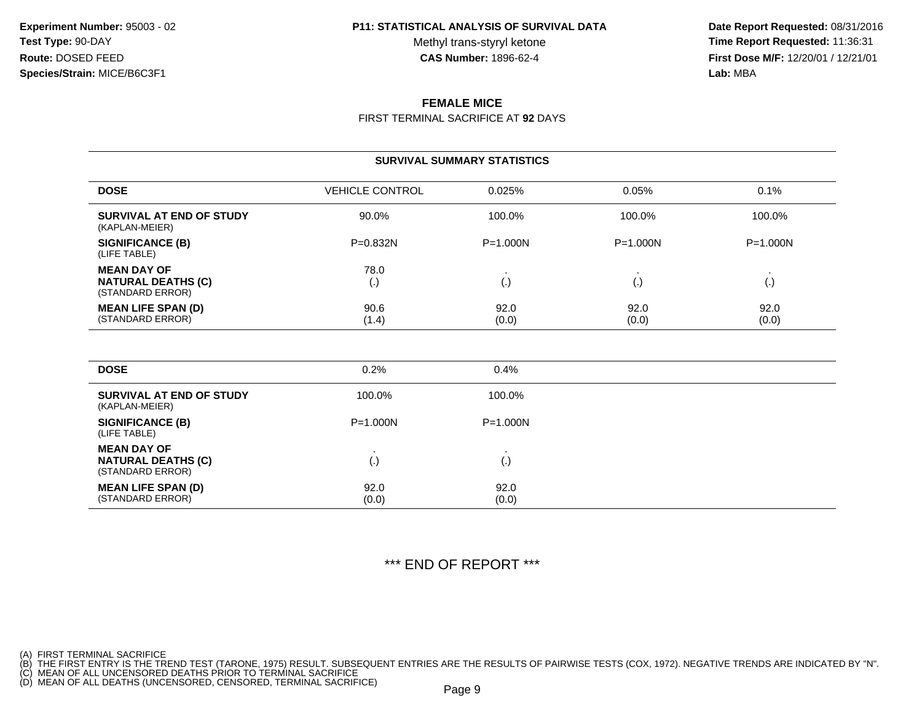**Experiment Number:** 95003 - 02
**Test Type:** 90-DAY
**Route:** DOSED FEED
**Species/Strain:** MICE/B6C3F1

**P11: STATISTICAL ANALYSIS OF SURVIVAL DATA**
Methyl trans-styryl ketone
**CAS Number:** 1896-62-4

**Date Report Requested:** 08/31/2016
**Time Report Requested:** 11:36:31
**First Dose M/F:** 12/20/01 / 12/21/01
**Lab:** MBA

## FEMALE MICE

FIRST TERMINAL SACRIFICE AT **92** DAYS

### SURVIVAL SUMMARY STATISTICS

| DOSE | VEHICLE CONTROL | 0.025% | 0.05% | 0.1% |
|---|---|---|---|---|
| **SURVIVAL AT END OF STUDY** (KAPLAN-MEIER) | 90.0% | 100.0% | 100.0% | 100.0% |
| **SIGNIFICANCE (B)** (LIFE TABLE) | P=0.832N | P=1.000N | P=1.000N | P=1.000N |
| **MEAN DAY OF NATURAL DEATHS (C)** (STANDARD ERROR) | 78.0 (.) | . (.) | . (.) | . (.) |
| **MEAN LIFE SPAN (D)** (STANDARD ERROR) | 90.6 (1.4) | 92.0 (0.0) | 92.0 (0.0) | 92.0 (0.0) |

| DOSE | 0.2% | 0.4% |
|---|---|---|
| **SURVIVAL AT END OF STUDY** (KAPLAN-MEIER) | 100.0% | 100.0% |
| **SIGNIFICANCE (B)** (LIFE TABLE) | P=1.000N | P=1.000N |
| **MEAN DAY OF NATURAL DEATHS (C)** (STANDARD ERROR) | . (.) | . (.) |
| **MEAN LIFE SPAN (D)** (STANDARD ERROR) | 92.0 (0.0) | 92.0 (0.0) |

\*\*\* END OF REPORT \*\*\*

(A) FIRST TERMINAL SACRIFICE
(B) THE FIRST ENTRY IS THE TREND TEST (TARONE, 1975) RESULT. SUBSEQUENT ENTRIES ARE THE RESULTS OF PAIRWISE TESTS (COX, 1972). NEGATIVE TRENDS ARE INDICATED BY "N".
(C) MEAN OF ALL UNCENSORED DEATHS PRIOR TO TERMINAL SACRIFICE
(D) MEAN OF ALL DEATHS (UNCENSORED, CENSORED, TERMINAL SACRIFICE)